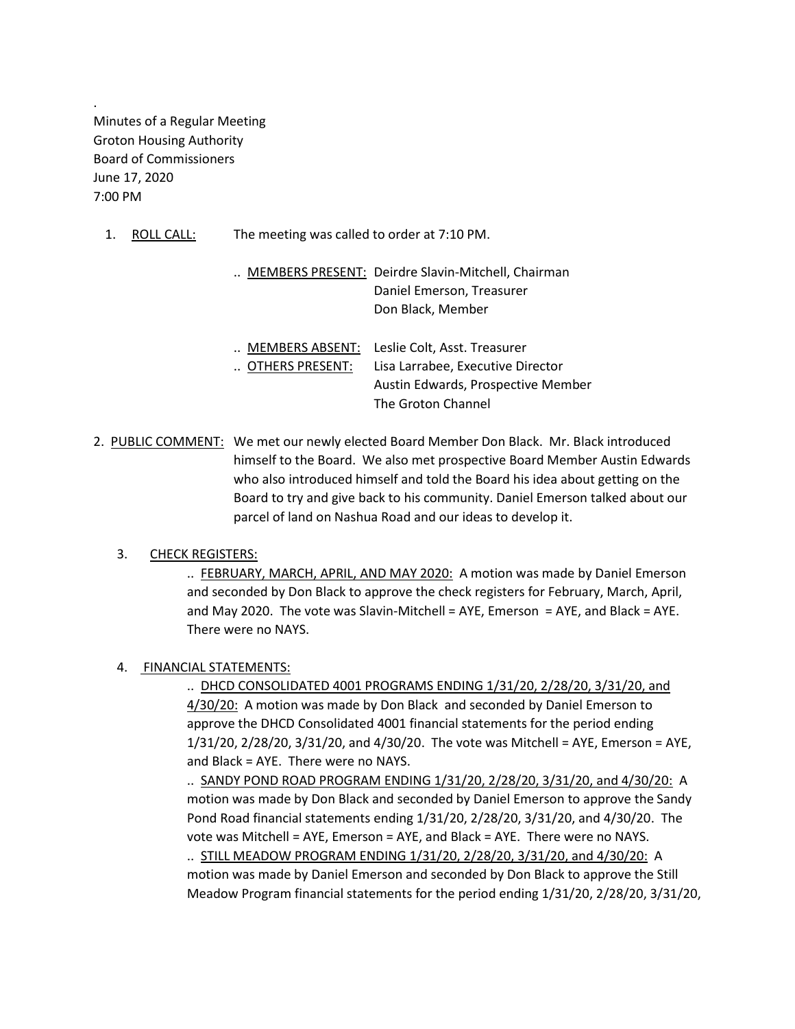.

Minutes of a Regular Meeting
Groton Housing Authority
Board of Commissioners
June 17, 2020
7:00 PM

1. ROLL CALL: The meeting was called to order at 7:10 PM.

   .. MEMBERS PRESENT: Deirdre Slavin-Mitchell, Chairman
   Daniel Emerson, Treasurer
   Don Black, Member

   .. MEMBERS ABSENT: Leslie Colt, Asst. Treasurer

   .. OTHERS PRESENT: Lisa Larrabee, Executive Director
   Austin Edwards, Prospective Member
   The Groton Channel

2. PUBLIC COMMENT: We met our newly elected Board Member Don Black. Mr. Black introduced himself to the Board. We also met prospective Board Member Austin Edwards who also introduced himself and told the Board his idea about getting on the Board to try and give back to his community. Daniel Emerson talked about our parcel of land on Nashua Road and our ideas to develop it.

3. CHECK REGISTERS:

   .. FEBRUARY, MARCH, APRIL, AND MAY 2020: A motion was made by Daniel Emerson and seconded by Don Black to approve the check registers for February, March, April, and May 2020. The vote was Slavin-Mitchell = AYE, Emerson = AYE, and Black = AYE. There were no NAYS.

4. FINANCIAL STATEMENTS:

   .. DHCD CONSOLIDATED 4001 PROGRAMS ENDING 1/31/20, 2/28/20, 3/31/20, and 4/30/20: A motion was made by Don Black and seconded by Daniel Emerson to approve the DHCD Consolidated 4001 financial statements for the period ending 1/31/20, 2/28/20, 3/31/20, and 4/30/20. The vote was Mitchell = AYE, Emerson = AYE, and Black = AYE. There were no NAYS.

   .. SANDY POND ROAD PROGRAM ENDING 1/31/20, 2/28/20, 3/31/20, and 4/30/20: A motion was made by Don Black and seconded by Daniel Emerson to approve the Sandy Pond Road financial statements ending 1/31/20, 2/28/20, 3/31/20, and 4/30/20. The vote was Mitchell = AYE, Emerson = AYE, and Black = AYE. There were no NAYS.

   .. STILL MEADOW PROGRAM ENDING 1/31/20, 2/28/20, 3/31/20, and 4/30/20: A motion was made by Daniel Emerson and seconded by Don Black to approve the Still Meadow Program financial statements for the period ending 1/31/20, 2/28/20, 3/31/20,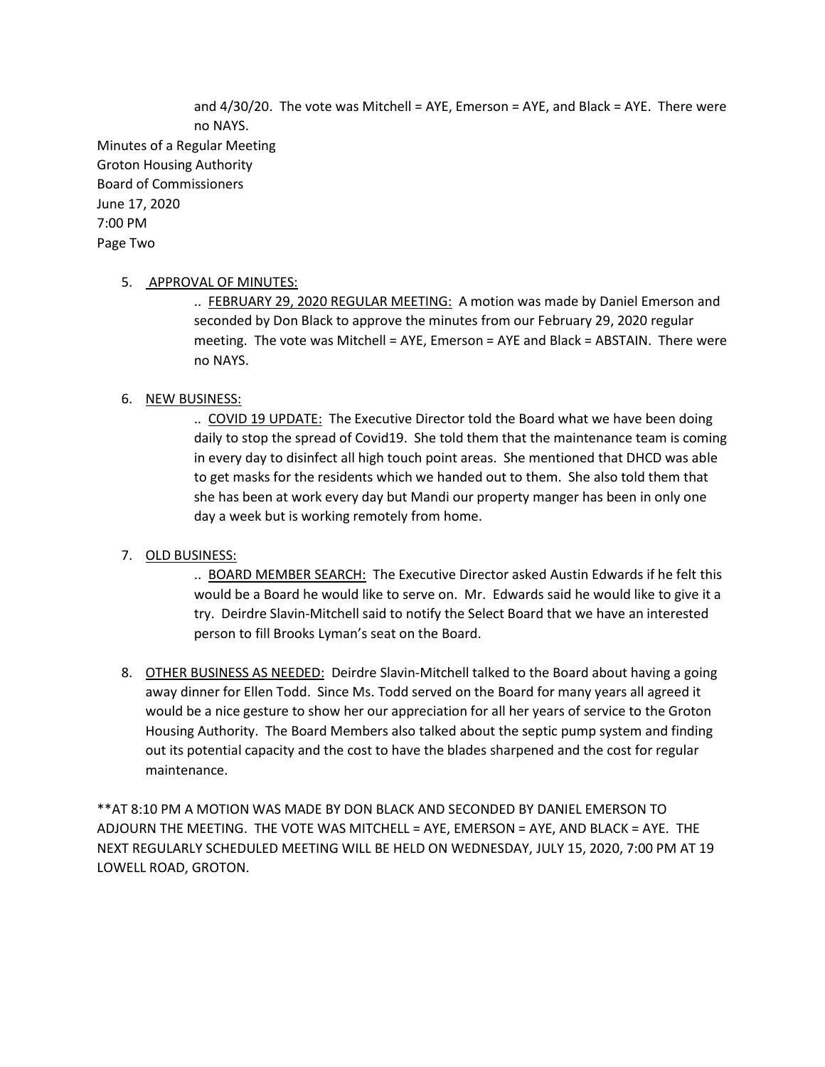and 4/30/20. The vote was Mitchell = AYE, Emerson = AYE, and Black = AYE. There were no NAYS.

Minutes of a Regular Meeting
Groton Housing Authority
Board of Commissioners
June 17, 2020
7:00 PM
Page Two

5. APPROVAL OF MINUTES:

   .. FEBRUARY 29, 2020 REGULAR MEETING: A motion was made by Daniel Emerson and seconded by Don Black to approve the minutes from our February 29, 2020 regular meeting. The vote was Mitchell = AYE, Emerson = AYE and Black = ABSTAIN. There were no NAYS.

6. NEW BUSINESS:

   .. COVID 19 UPDATE: The Executive Director told the Board what we have been doing daily to stop the spread of Covid19. She told them that the maintenance team is coming in every day to disinfect all high touch point areas. She mentioned that DHCD was able to get masks for the residents which we handed out to them. She also told them that she has been at work every day but Mandi our property manger has been in only one day a week but is working remotely from home.

7. OLD BUSINESS:

   .. BOARD MEMBER SEARCH: The Executive Director asked Austin Edwards if he felt this would be a Board he would like to serve on. Mr. Edwards said he would like to give it a try. Deirdre Slavin-Mitchell said to notify the Select Board that we have an interested person to fill Brooks Lyman's seat on the Board.

8. OTHER BUSINESS AS NEEDED: Deirdre Slavin-Mitchell talked to the Board about having a going away dinner for Ellen Todd. Since Ms. Todd served on the Board for many years all agreed it would be a nice gesture to show her our appreciation for all her years of service to the Groton Housing Authority. The Board Members also talked about the septic pump system and finding out its potential capacity and the cost to have the blades sharpened and the cost for regular maintenance.

**AT 8:10 PM A MOTION WAS MADE BY DON BLACK AND SECONDED BY DANIEL EMERSON TO ADJOURN THE MEETING. THE VOTE WAS MITCHELL = AYE, EMERSON = AYE, AND BLACK = AYE. THE NEXT REGULARLY SCHEDULED MEETING WILL BE HELD ON WEDNESDAY, JULY 15, 2020, 7:00 PM AT 19 LOWELL ROAD, GROTON.